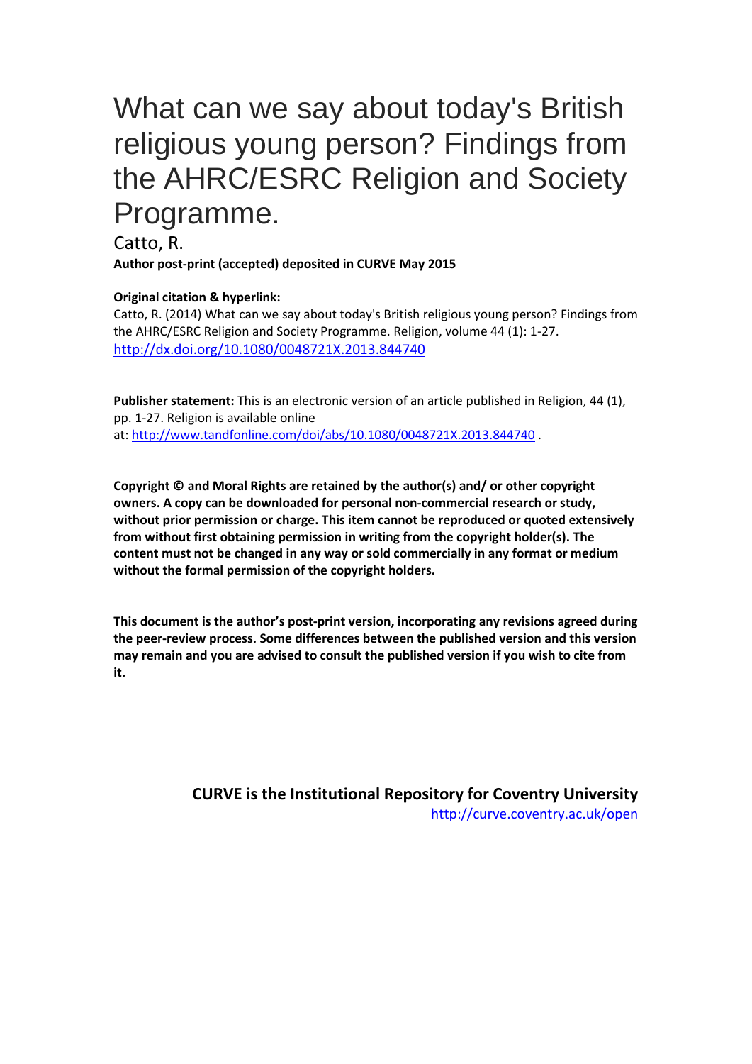# What can we say about today's British religious young person? Findings from the AHRC/ESRC Religion and Society Programme.

Catto, R.

**Author post-print (accepted) deposited in CURVE May 2015**

**Original citation & hyperlink:**

Catto, R. (2014) What can we say about today's British religious young person? Findings from the AHRC/ESRC Religion and Society Programme. Religion, volume 44 (1): 1-27.
http://dx.doi.org/10.1080/0048721X.2013.844740

**Publisher statement:** This is an electronic version of an article published in Religion, 44 (1), pp. 1-27. Religion is available online at: http://www.tandfonline.com/doi/abs/10.1080/0048721X.2013.844740 .

**Copyright © and Moral Rights are retained by the author(s) and/ or other copyright owners. A copy can be downloaded for personal non-commercial research or study, without prior permission or charge. This item cannot be reproduced or quoted extensively from without first obtaining permission in writing from the copyright holder(s). The content must not be changed in any way or sold commercially in any format or medium without the formal permission of the copyright holders.**

**This document is the author's post-print version, incorporating any revisions agreed during the peer-review process. Some differences between the published version and this version may remain and you are advised to consult the published version if you wish to cite from it.**

**CURVE is the Institutional Repository for Coventry University**
http://curve.coventry.ac.uk/open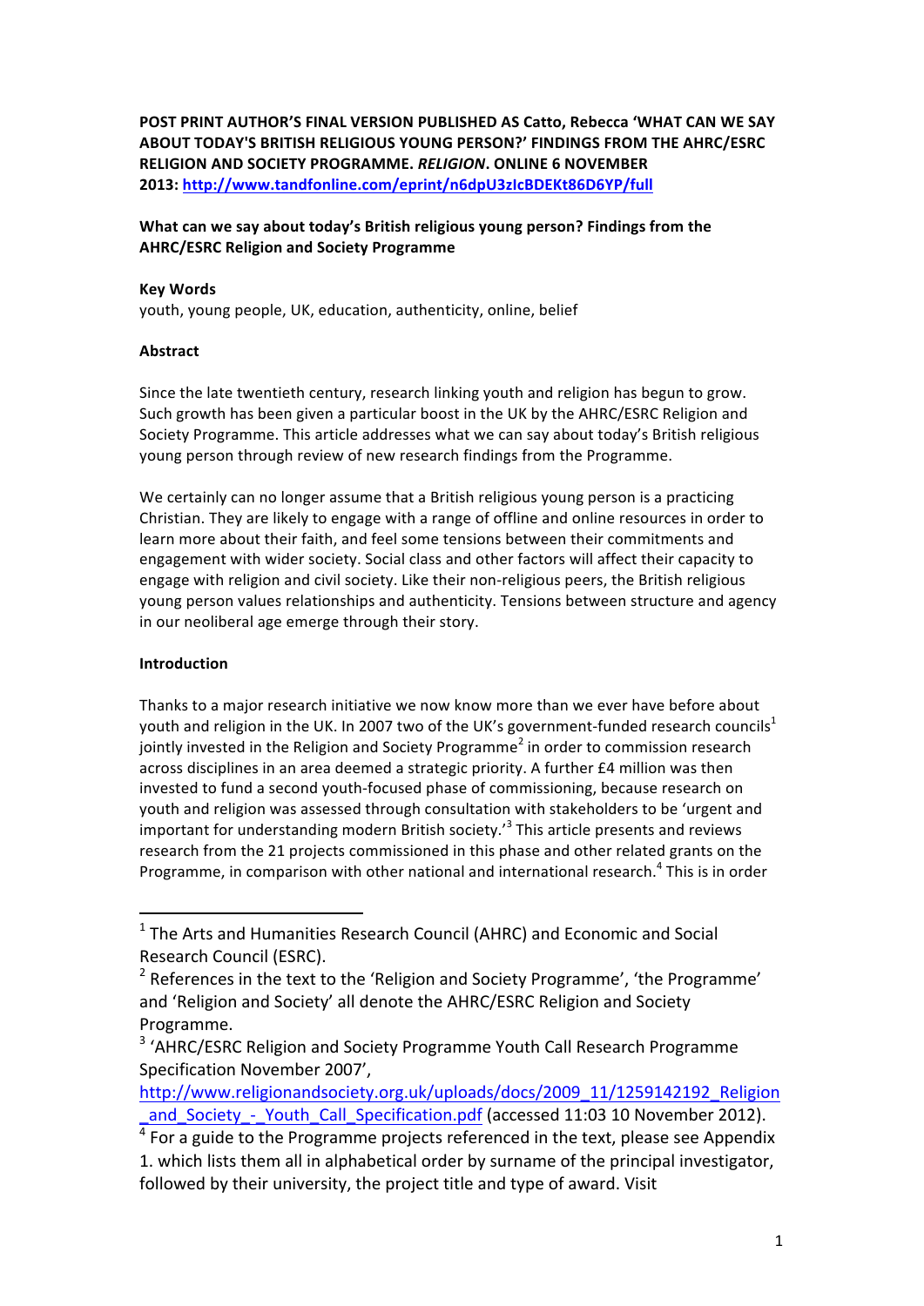**POST PRINT AUTHOR'S FINAL VERSION PUBLISHED AS Catto, Rebecca 'WHAT CAN WE SAY ABOUT TODAY'S BRITISH RELIGIOUS YOUNG PERSON?' FINDINGS FROM THE AHRC/ESRC RELIGION AND SOCIETY PROGRAMME. *RELIGION*. ONLINE 6 NOVEMBER 2013: http://www.tandfonline.com/eprint/n6dpU3zIcBDEKt86D6YP/full**

**What can we say about today's British religious young person? Findings from the AHRC/ESRC Religion and Society Programme**

**Key Words**

youth, young people, UK, education, authenticity, online, belief

**Abstract**

Since the late twentieth century, research linking youth and religion has begun to grow. Such growth has been given a particular boost in the UK by the AHRC/ESRC Religion and Society Programme. This article addresses what we can say about today's British religious young person through review of new research findings from the Programme.

We certainly can no longer assume that a British religious young person is a practicing Christian. They are likely to engage with a range of offline and online resources in order to learn more about their faith, and feel some tensions between their commitments and engagement with wider society. Social class and other factors will affect their capacity to engage with religion and civil society. Like their non-religious peers, the British religious young person values relationships and authenticity. Tensions between structure and agency in our neoliberal age emerge through their story.

**Introduction**

Thanks to a major research initiative we now know more than we ever have before about youth and religion in the UK. In 2007 two of the UK's government-funded research councils[1] jointly invested in the Religion and Society Programme[2] in order to commission research across disciplines in an area deemed a strategic priority. A further £4 million was then invested to fund a second youth-focused phase of commissioning, because research on youth and religion was assessed through consultation with stakeholders to be 'urgent and important for understanding modern British society.'[3] This article presents and reviews research from the 21 projects commissioned in this phase and other related grants on the Programme, in comparison with other national and international research.[4] This is in order

---

[1] The Arts and Humanities Research Council (AHRC) and Economic and Social Research Council (ESRC).

[2] References in the text to the 'Religion and Society Programme', 'the Programme' and 'Religion and Society' all denote the AHRC/ESRC Religion and Society Programme.

[3] 'AHRC/ESRC Religion and Society Programme Youth Call Research Programme Specification November 2007', http://www.religionandsociety.org.uk/uploads/docs/2009_11/1259142192_Religion_and_Society_-_Youth_Call_Specification.pdf (accessed 11:03 10 November 2012).

[4] For a guide to the Programme projects referenced in the text, please see Appendix 1. which lists them all in alphabetical order by surname of the principal investigator, followed by their university, the project title and type of award. Visit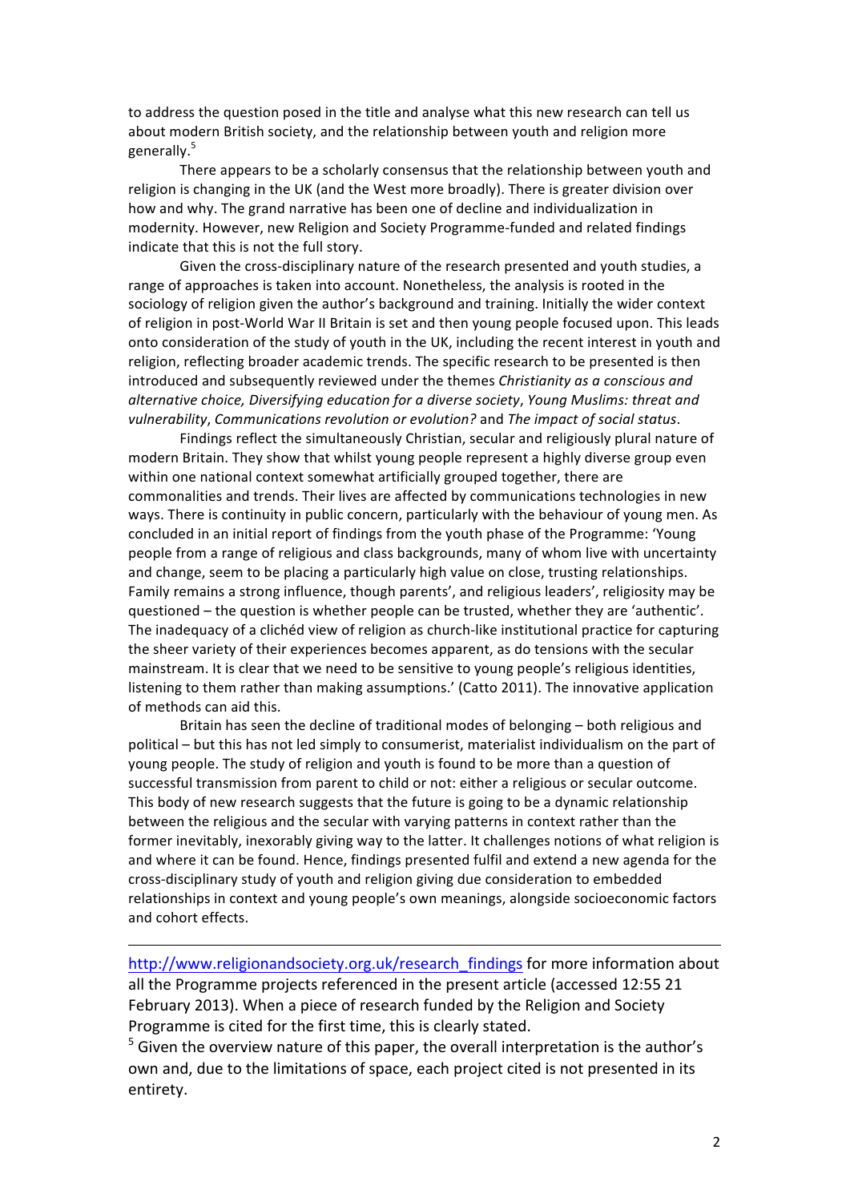to address the question posed in the title and analyse what this new research can tell us about modern British society, and the relationship between youth and religion more generally.[5]

There appears to be a scholarly consensus that the relationship between youth and religion is changing in the UK (and the West more broadly). There is greater division over how and why. The grand narrative has been one of decline and individualization in modernity. However, new Religion and Society Programme-funded and related findings indicate that this is not the full story.

Given the cross-disciplinary nature of the research presented and youth studies, a range of approaches is taken into account. Nonetheless, the analysis is rooted in the sociology of religion given the author's background and training. Initially the wider context of religion in post-World War II Britain is set and then young people focused upon. This leads onto consideration of the study of youth in the UK, including the recent interest in youth and religion, reflecting broader academic trends. The specific research to be presented is then introduced and subsequently reviewed under the themes *Christianity as a conscious and alternative choice, Diversifying education for a diverse society*, *Young Muslims: threat and vulnerability*, *Communications revolution or evolution?* and *The impact of social status*.

Findings reflect the simultaneously Christian, secular and religiously plural nature of modern Britain. They show that whilst young people represent a highly diverse group even within one national context somewhat artificially grouped together, there are commonalities and trends. Their lives are affected by communications technologies in new ways. There is continuity in public concern, particularly with the behaviour of young men. As concluded in an initial report of findings from the youth phase of the Programme: 'Young people from a range of religious and class backgrounds, many of whom live with uncertainty and change, seem to be placing a particularly high value on close, trusting relationships. Family remains a strong influence, though parents', and religious leaders', religiosity may be questioned – the question is whether people can be trusted, whether they are 'authentic'. The inadequacy of a clichéd view of religion as church-like institutional practice for capturing the sheer variety of their experiences becomes apparent, as do tensions with the secular mainstream. It is clear that we need to be sensitive to young people's religious identities, listening to them rather than making assumptions.' (Catto 2011). The innovative application of methods can aid this.

Britain has seen the decline of traditional modes of belonging – both religious and political – but this has not led simply to consumerist, materialist individualism on the part of young people. The study of religion and youth is found to be more than a question of successful transmission from parent to child or not: either a religious or secular outcome. This body of new research suggests that the future is going to be a dynamic relationship between the religious and the secular with varying patterns in context rather than the former inevitably, inexorably giving way to the latter. It challenges notions of what religion is and where it can be found. Hence, findings presented fulfil and extend a new agenda for the cross-disciplinary study of youth and religion giving due consideration to embedded relationships in context and young people's own meanings, alongside socioeconomic factors and cohort effects.

---

http://www.religionandsociety.org.uk/research_findings for more information about all the Programme projects referenced in the present article (accessed 12:55 21 February 2013). When a piece of research funded by the Religion and Society Programme is cited for the first time, this is clearly stated.

[5] Given the overview nature of this paper, the overall interpretation is the author's own and, due to the limitations of space, each project cited is not presented in its entirety.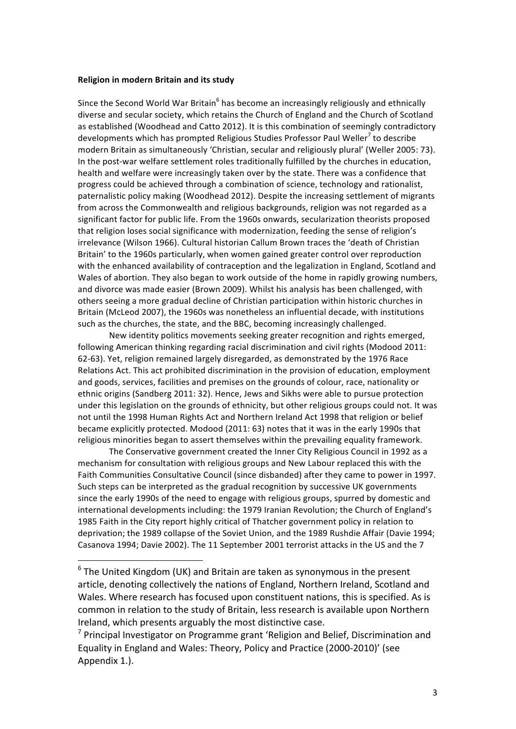**Religion in modern Britain and its study**

Since the Second World War Britain[6] has become an increasingly religiously and ethnically diverse and secular society, which retains the Church of England and the Church of Scotland as established (Woodhead and Catto 2012). It is this combination of seemingly contradictory developments which has prompted Religious Studies Professor Paul Weller[7] to describe modern Britain as simultaneously 'Christian, secular and religiously plural' (Weller 2005: 73). In the post-war welfare settlement roles traditionally fulfilled by the churches in education, health and welfare were increasingly taken over by the state. There was a confidence that progress could be achieved through a combination of science, technology and rationalist, paternalistic policy making (Woodhead 2012). Despite the increasing settlement of migrants from across the Commonwealth and religious backgrounds, religion was not regarded as a significant factor for public life. From the 1960s onwards, secularization theorists proposed that religion loses social significance with modernization, feeding the sense of religion's irrelevance (Wilson 1966). Cultural historian Callum Brown traces the 'death of Christian Britain' to the 1960s particularly, when women gained greater control over reproduction with the enhanced availability of contraception and the legalization in England, Scotland and Wales of abortion. They also began to work outside of the home in rapidly growing numbers, and divorce was made easier (Brown 2009). Whilst his analysis has been challenged, with others seeing a more gradual decline of Christian participation within historic churches in Britain (McLeod 2007), the 1960s was nonetheless an influential decade, with institutions such as the churches, the state, and the BBC, becoming increasingly challenged.

New identity politics movements seeking greater recognition and rights emerged, following American thinking regarding racial discrimination and civil rights (Modood 2011: 62-63). Yet, religion remained largely disregarded, as demonstrated by the 1976 Race Relations Act. This act prohibited discrimination in the provision of education, employment and goods, services, facilities and premises on the grounds of colour, race, nationality or ethnic origins (Sandberg 2011: 32). Hence, Jews and Sikhs were able to pursue protection under this legislation on the grounds of ethnicity, but other religious groups could not. It was not until the 1998 Human Rights Act and Northern Ireland Act 1998 that religion or belief became explicitly protected. Modood (2011: 63) notes that it was in the early 1990s that religious minorities began to assert themselves within the prevailing equality framework.

The Conservative government created the Inner City Religious Council in 1992 as a mechanism for consultation with religious groups and New Labour replaced this with the Faith Communities Consultative Council (since disbanded) after they came to power in 1997. Such steps can be interpreted as the gradual recognition by successive UK governments since the early 1990s of the need to engage with religious groups, spurred by domestic and international developments including: the 1979 Iranian Revolution; the Church of England's 1985 Faith in the City report highly critical of Thatcher government policy in relation to deprivation; the 1989 collapse of the Soviet Union, and the 1989 Rushdie Affair (Davie 1994; Casanova 1994; Davie 2002). The 11 September 2001 terrorist attacks in the US and the 7

---

[6] The United Kingdom (UK) and Britain are taken as synonymous in the present article, denoting collectively the nations of England, Northern Ireland, Scotland and Wales. Where research has focused upon constituent nations, this is specified. As is common in relation to the study of Britain, less research is available upon Northern Ireland, which presents arguably the most distinctive case.

[7] Principal Investigator on Programme grant 'Religion and Belief, Discrimination and Equality in England and Wales: Theory, Policy and Practice (2000-2010)' (see Appendix 1.).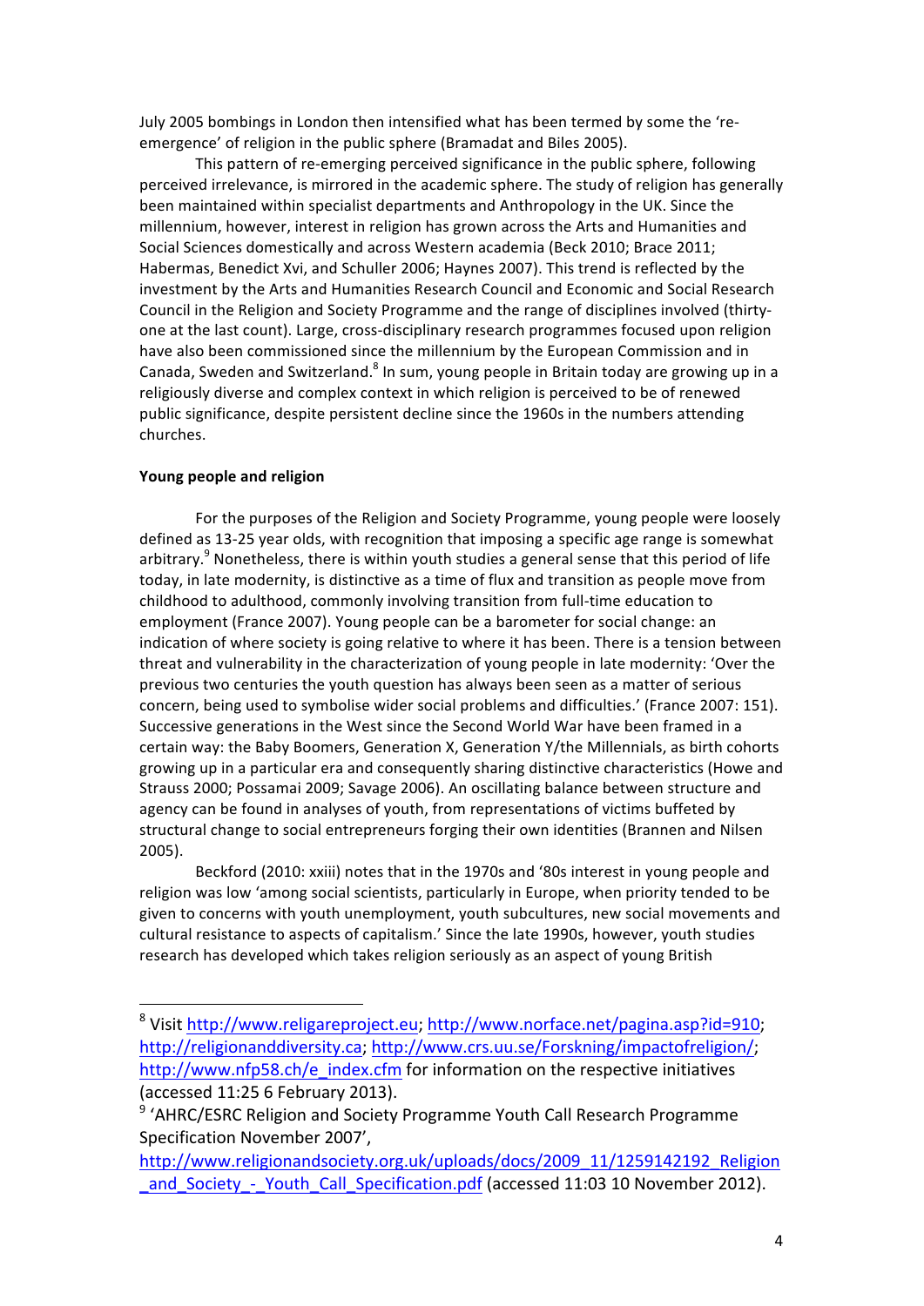July 2005 bombings in London then intensified what has been termed by some the 're-emergence' of religion in the public sphere (Bramadat and Biles 2005).

This pattern of re-emerging perceived significance in the public sphere, following perceived irrelevance, is mirrored in the academic sphere. The study of religion has generally been maintained within specialist departments and Anthropology in the UK. Since the millennium, however, interest in religion has grown across the Arts and Humanities and Social Sciences domestically and across Western academia (Beck 2010; Brace 2011; Habermas, Benedict Xvi, and Schuller 2006; Haynes 2007). This trend is reflected by the investment by the Arts and Humanities Research Council and Economic and Social Research Council in the Religion and Society Programme and the range of disciplines involved (thirty-one at the last count). Large, cross-disciplinary research programmes focused upon religion have also been commissioned since the millennium by the European Commission and in Canada, Sweden and Switzerland.[8] In sum, young people in Britain today are growing up in a religiously diverse and complex context in which religion is perceived to be of renewed public significance, despite persistent decline since the 1960s in the numbers attending churches.

**Young people and religion**

For the purposes of the Religion and Society Programme, young people were loosely defined as 13-25 year olds, with recognition that imposing a specific age range is somewhat arbitrary.[9] Nonetheless, there is within youth studies a general sense that this period of life today, in late modernity, is distinctive as a time of flux and transition as people move from childhood to adulthood, commonly involving transition from full-time education to employment (France 2007). Young people can be a barometer for social change: an indication of where society is going relative to where it has been. There is a tension between threat and vulnerability in the characterization of young people in late modernity: 'Over the previous two centuries the youth question has always been seen as a matter of serious concern, being used to symbolise wider social problems and difficulties.' (France 2007: 151). Successive generations in the West since the Second World War have been framed in a certain way: the Baby Boomers, Generation X, Generation Y/the Millennials, as birth cohorts growing up in a particular era and consequently sharing distinctive characteristics (Howe and Strauss 2000; Possamai 2009; Savage 2006). An oscillating balance between structure and agency can be found in analyses of youth, from representations of victims buffeted by structural change to social entrepreneurs forging their own identities (Brannen and Nilsen 2005).

Beckford (2010: xxiii) notes that in the 1970s and '80s interest in young people and religion was low 'among social scientists, particularly in Europe, when priority tended to be given to concerns with youth unemployment, youth subcultures, new social movements and cultural resistance to aspects of capitalism.' Since the late 1990s, however, youth studies research has developed which takes religion seriously as an aspect of young British

---

[8] Visit http://www.religareproject.eu; http://www.norface.net/pagina.asp?id=910; http://religionanddiversity.ca; http://www.crs.uu.se/Forskning/impactofreligion/; http://www.nfp58.ch/e_index.cfm for information on the respective initiatives (accessed 11:25 6 February 2013).

[9] 'AHRC/ESRC Religion and Society Programme Youth Call Research Programme Specification November 2007', http://www.religionandsociety.org.uk/uploads/docs/2009_11/1259142192_Religion_and_Society_-_Youth_Call_Specification.pdf (accessed 11:03 10 November 2012).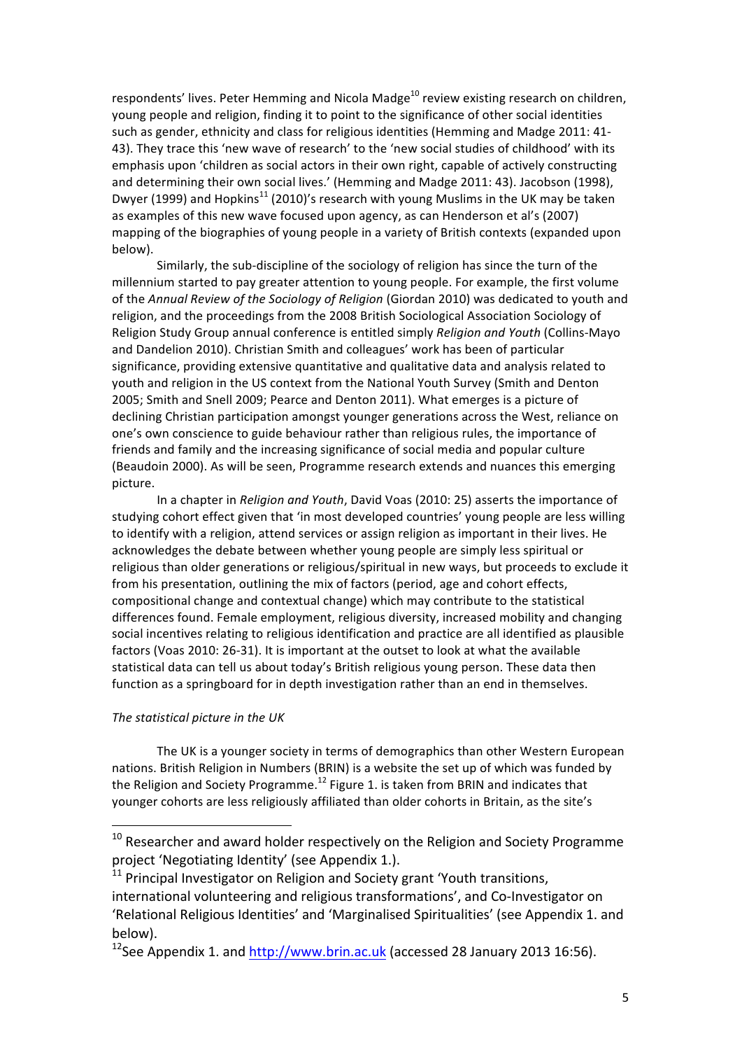respondents' lives. Peter Hemming and Nicola Madge[10] review existing research on children, young people and religion, finding it to point to the significance of other social identities such as gender, ethnicity and class for religious identities (Hemming and Madge 2011: 41-43). They trace this 'new wave of research' to the 'new social studies of childhood' with its emphasis upon 'children as social actors in their own right, capable of actively constructing and determining their own social lives.' (Hemming and Madge 2011: 43). Jacobson (1998), Dwyer (1999) and Hopkins[11] (2010)'s research with young Muslims in the UK may be taken as examples of this new wave focused upon agency, as can Henderson et al's (2007) mapping of the biographies of young people in a variety of British contexts (expanded upon below).

Similarly, the sub-discipline of the sociology of religion has since the turn of the millennium started to pay greater attention to young people. For example, the first volume of the *Annual Review of the Sociology of Religion* (Giordan 2010) was dedicated to youth and religion, and the proceedings from the 2008 British Sociological Association Sociology of Religion Study Group annual conference is entitled simply *Religion and Youth* (Collins-Mayo and Dandelion 2010). Christian Smith and colleagues' work has been of particular significance, providing extensive quantitative and qualitative data and analysis related to youth and religion in the US context from the National Youth Survey (Smith and Denton 2005; Smith and Snell 2009; Pearce and Denton 2011). What emerges is a picture of declining Christian participation amongst younger generations across the West, reliance on one's own conscience to guide behaviour rather than religious rules, the importance of friends and family and the increasing significance of social media and popular culture (Beaudoin 2000). As will be seen, Programme research extends and nuances this emerging picture.

In a chapter in *Religion and Youth*, David Voas (2010: 25) asserts the importance of studying cohort effect given that 'in most developed countries' young people are less willing to identify with a religion, attend services or assign religion as important in their lives. He acknowledges the debate between whether young people are simply less spiritual or religious than older generations or religious/spiritual in new ways, but proceeds to exclude it from his presentation, outlining the mix of factors (period, age and cohort effects, compositional change and contextual change) which may contribute to the statistical differences found. Female employment, religious diversity, increased mobility and changing social incentives relating to religious identification and practice are all identified as plausible factors (Voas 2010: 26-31). It is important at the outset to look at what the available statistical data can tell us about today's British religious young person. These data then function as a springboard for in depth investigation rather than an end in themselves.

*The statistical picture in the UK*

The UK is a younger society in terms of demographics than other Western European nations. British Religion in Numbers (BRIN) is a website the set up of which was funded by the Religion and Society Programme.[12] Figure 1. is taken from BRIN and indicates that younger cohorts are less religiously affiliated than older cohorts in Britain, as the site's

---

[10] Researcher and award holder respectively on the Religion and Society Programme project 'Negotiating Identity' (see Appendix 1.).

[11] Principal Investigator on Religion and Society grant 'Youth transitions, international volunteering and religious transformations', and Co-Investigator on 'Relational Religious Identities' and 'Marginalised Spiritualities' (see Appendix 1. and below).

[12] See Appendix 1. and http://www.brin.ac.uk (accessed 28 January 2013 16:56).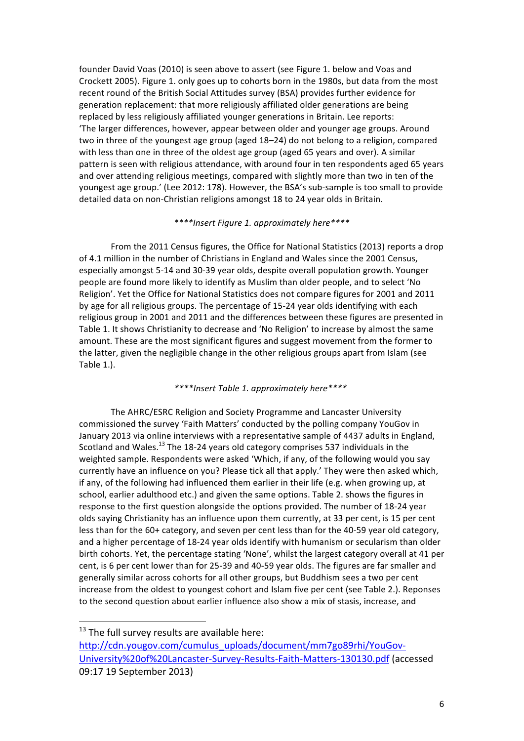founder David Voas (2010) is seen above to assert (see Figure 1. below and Voas and Crockett 2005). Figure 1. only goes up to cohorts born in the 1980s, but data from the most recent round of the British Social Attitudes survey (BSA) provides further evidence for generation replacement: that more religiously affiliated older generations are being replaced by less religiously affiliated younger generations in Britain. Lee reports: 'The larger differences, however, appear between older and younger age groups. Around two in three of the youngest age group (aged 18–24) do not belong to a religion, compared with less than one in three of the oldest age group (aged 65 years and over). A similar pattern is seen with religious attendance, with around four in ten respondents aged 65 years and over attending religious meetings, compared with slightly more than two in ten of the youngest age group.' (Lee 2012: 178). However, the BSA's sub-sample is too small to provide detailed data on non-Christian religions amongst 18 to 24 year olds in Britain.

*\*\*\*\*Insert Figure 1. approximately here\*\*\*\**

From the 2011 Census figures, the Office for National Statistics (2013) reports a drop of 4.1 million in the number of Christians in England and Wales since the 2001 Census, especially amongst 5-14 and 30-39 year olds, despite overall population growth. Younger people are found more likely to identify as Muslim than older people, and to select 'No Religion'. Yet the Office for National Statistics does not compare figures for 2001 and 2011 by age for all religious groups. The percentage of 15-24 year olds identifying with each religious group in 2001 and 2011 and the differences between these figures are presented in Table 1. It shows Christianity to decrease and 'No Religion' to increase by almost the same amount. These are the most significant figures and suggest movement from the former to the latter, given the negligible change in the other religious groups apart from Islam (see Table 1.).

*\*\*\*\*Insert Table 1. approximately here\*\*\*\**

The AHRC/ESRC Religion and Society Programme and Lancaster University commissioned the survey 'Faith Matters' conducted by the polling company YouGov in January 2013 via online interviews with a representative sample of 4437 adults in England, Scotland and Wales.[13] The 18-24 years old category comprises 537 individuals in the weighted sample. Respondents were asked 'Which, if any, of the following would you say currently have an influence on you? Please tick all that apply.' They were then asked which, if any, of the following had influenced them earlier in their life (e.g. when growing up, at school, earlier adulthood etc.) and given the same options. Table 2. shows the figures in response to the first question alongside the options provided. The number of 18-24 year olds saying Christianity has an influence upon them currently, at 33 per cent, is 15 per cent less than for the 60+ category, and seven per cent less than for the 40-59 year old category, and a higher percentage of 18-24 year olds identify with humanism or secularism than older birth cohorts. Yet, the percentage stating 'None', whilst the largest category overall at 41 per cent, is 6 per cent lower than for 25-39 and 40-59 year olds. The figures are far smaller and generally similar across cohorts for all other groups, but Buddhism sees a two per cent increase from the oldest to youngest cohort and Islam five per cent (see Table 2.). Reponses to the second question about earlier influence also show a mix of stasis, increase, and

---

[13] The full survey results are available here: http://cdn.yougov.com/cumulus_uploads/document/mm7go89rhi/YouGov-University%20of%20Lancaster-Survey-Results-Faith-Matters-130130.pdf (accessed 09:17 19 September 2013)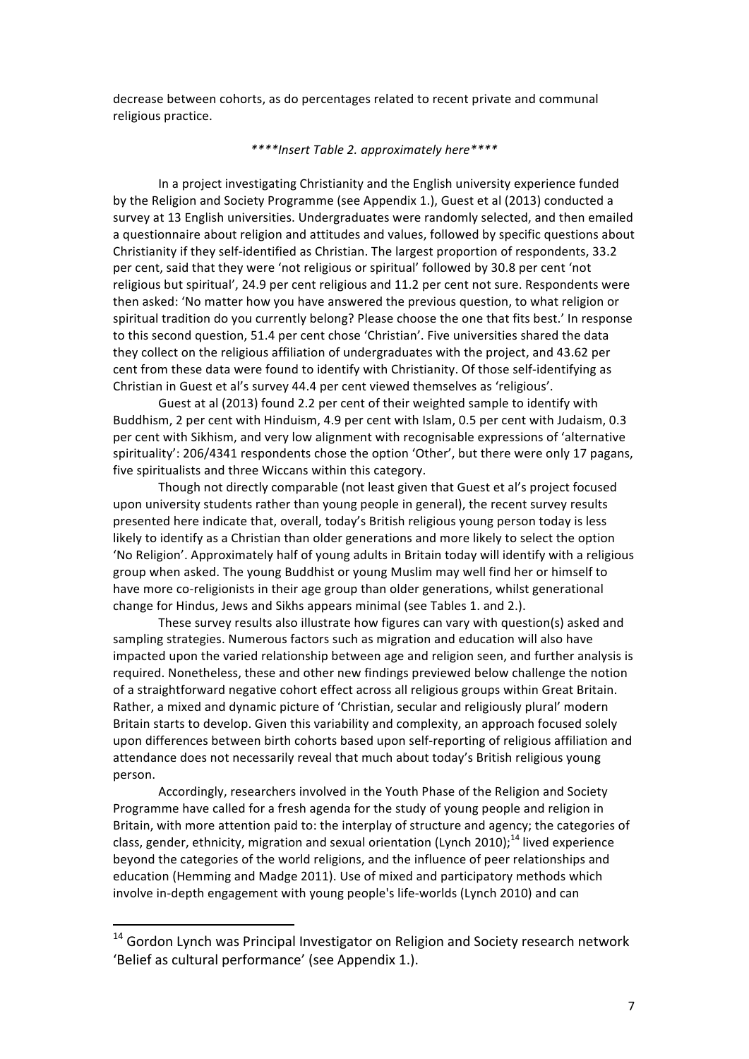decrease between cohorts, as do percentages related to recent private and communal religious practice.

*****Insert Table 2. approximately here*****

In a project investigating Christianity and the English university experience funded by the Religion and Society Programme (see Appendix 1.), Guest et al (2013) conducted a survey at 13 English universities. Undergraduates were randomly selected, and then emailed a questionnaire about religion and attitudes and values, followed by specific questions about Christianity if they self-identified as Christian. The largest proportion of respondents, 33.2 per cent, said that they were 'not religious or spiritual' followed by 30.8 per cent 'not religious but spiritual', 24.9 per cent religious and 11.2 per cent not sure. Respondents were then asked: 'No matter how you have answered the previous question, to what religion or spiritual tradition do you currently belong? Please choose the one that fits best.' In response to this second question, 51.4 per cent chose 'Christian'. Five universities shared the data they collect on the religious affiliation of undergraduates with the project, and 43.62 per cent from these data were found to identify with Christianity. Of those self-identifying as Christian in Guest et al's survey 44.4 per cent viewed themselves as 'religious'.

Guest at al (2013) found 2.2 per cent of their weighted sample to identify with Buddhism, 2 per cent with Hinduism, 4.9 per cent with Islam, 0.5 per cent with Judaism, 0.3 per cent with Sikhism, and very low alignment with recognisable expressions of 'alternative spirituality': 206/4341 respondents chose the option 'Other', but there were only 17 pagans, five spiritualists and three Wiccans within this category.

Though not directly comparable (not least given that Guest et al's project focused upon university students rather than young people in general), the recent survey results presented here indicate that, overall, today's British religious young person today is less likely to identify as a Christian than older generations and more likely to select the option 'No Religion'. Approximately half of young adults in Britain today will identify with a religious group when asked. The young Buddhist or young Muslim may well find her or himself to have more co-religionists in their age group than older generations, whilst generational change for Hindus, Jews and Sikhs appears minimal (see Tables 1. and 2.).

These survey results also illustrate how figures can vary with question(s) asked and sampling strategies. Numerous factors such as migration and education will also have impacted upon the varied relationship between age and religion seen, and further analysis is required. Nonetheless, these and other new findings previewed below challenge the notion of a straightforward negative cohort effect across all religious groups within Great Britain. Rather, a mixed and dynamic picture of 'Christian, secular and religiously plural' modern Britain starts to develop. Given this variability and complexity, an approach focused solely upon differences between birth cohorts based upon self-reporting of religious affiliation and attendance does not necessarily reveal that much about today's British religious young person.

Accordingly, researchers involved in the Youth Phase of the Religion and Society Programme have called for a fresh agenda for the study of young people and religion in Britain, with more attention paid to: the interplay of structure and agency; the categories of class, gender, ethnicity, migration and sexual orientation (Lynch 2010);[14] lived experience beyond the categories of the world religions, and the influence of peer relationships and education (Hemming and Madge 2011). Use of mixed and participatory methods which involve in-depth engagement with young people's life-worlds (Lynch 2010) and can

---

[14] Gordon Lynch was Principal Investigator on Religion and Society research network 'Belief as cultural performance' (see Appendix 1.).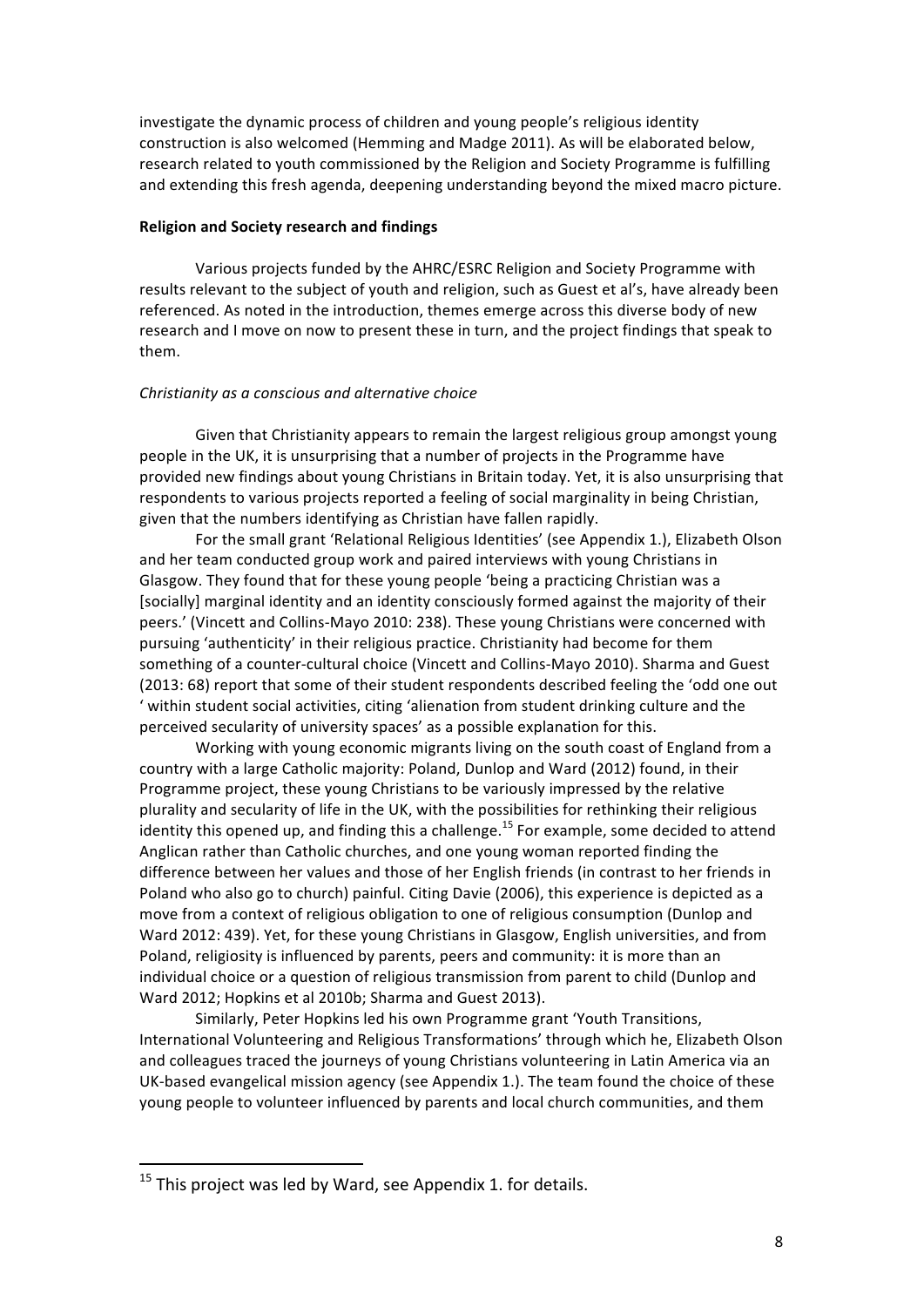investigate the dynamic process of children and young people's religious identity construction is also welcomed (Hemming and Madge 2011). As will be elaborated below, research related to youth commissioned by the Religion and Society Programme is fulfilling and extending this fresh agenda, deepening understanding beyond the mixed macro picture.

**Religion and Society research and findings**

Various projects funded by the AHRC/ESRC Religion and Society Programme with results relevant to the subject of youth and religion, such as Guest et al's, have already been referenced. As noted in the introduction, themes emerge across this diverse body of new research and I move on now to present these in turn, and the project findings that speak to them.

*Christianity as a conscious and alternative choice*

Given that Christianity appears to remain the largest religious group amongst young people in the UK, it is unsurprising that a number of projects in the Programme have provided new findings about young Christians in Britain today. Yet, it is also unsurprising that respondents to various projects reported a feeling of social marginality in being Christian, given that the numbers identifying as Christian have fallen rapidly.

For the small grant 'Relational Religious Identities' (see Appendix 1.), Elizabeth Olson and her team conducted group work and paired interviews with young Christians in Glasgow. They found that for these young people 'being a practicing Christian was a [socially] marginal identity and an identity consciously formed against the majority of their peers.' (Vincett and Collins-Mayo 2010: 238). These young Christians were concerned with pursuing 'authenticity' in their religious practice. Christianity had become for them something of a counter-cultural choice (Vincett and Collins-Mayo 2010). Sharma and Guest (2013: 68) report that some of their student respondents described feeling the 'odd one out ' within student social activities, citing 'alienation from student drinking culture and the perceived secularity of university spaces' as a possible explanation for this.

Working with young economic migrants living on the south coast of England from a country with a large Catholic majority: Poland, Dunlop and Ward (2012) found, in their Programme project, these young Christians to be variously impressed by the relative plurality and secularity of life in the UK, with the possibilities for rethinking their religious identity this opened up, and finding this a challenge.[15] For example, some decided to attend Anglican rather than Catholic churches, and one young woman reported finding the difference between her values and those of her English friends (in contrast to her friends in Poland who also go to church) painful. Citing Davie (2006), this experience is depicted as a move from a context of religious obligation to one of religious consumption (Dunlop and Ward 2012: 439). Yet, for these young Christians in Glasgow, English universities, and from Poland, religiosity is influenced by parents, peers and community: it is more than an individual choice or a question of religious transmission from parent to child (Dunlop and Ward 2012; Hopkins et al 2010b; Sharma and Guest 2013).

Similarly, Peter Hopkins led his own Programme grant 'Youth Transitions, International Volunteering and Religious Transformations' through which he, Elizabeth Olson and colleagues traced the journeys of young Christians volunteering in Latin America via an UK-based evangelical mission agency (see Appendix 1.). The team found the choice of these young people to volunteer influenced by parents and local church communities, and them

---

[15] This project was led by Ward, see Appendix 1. for details.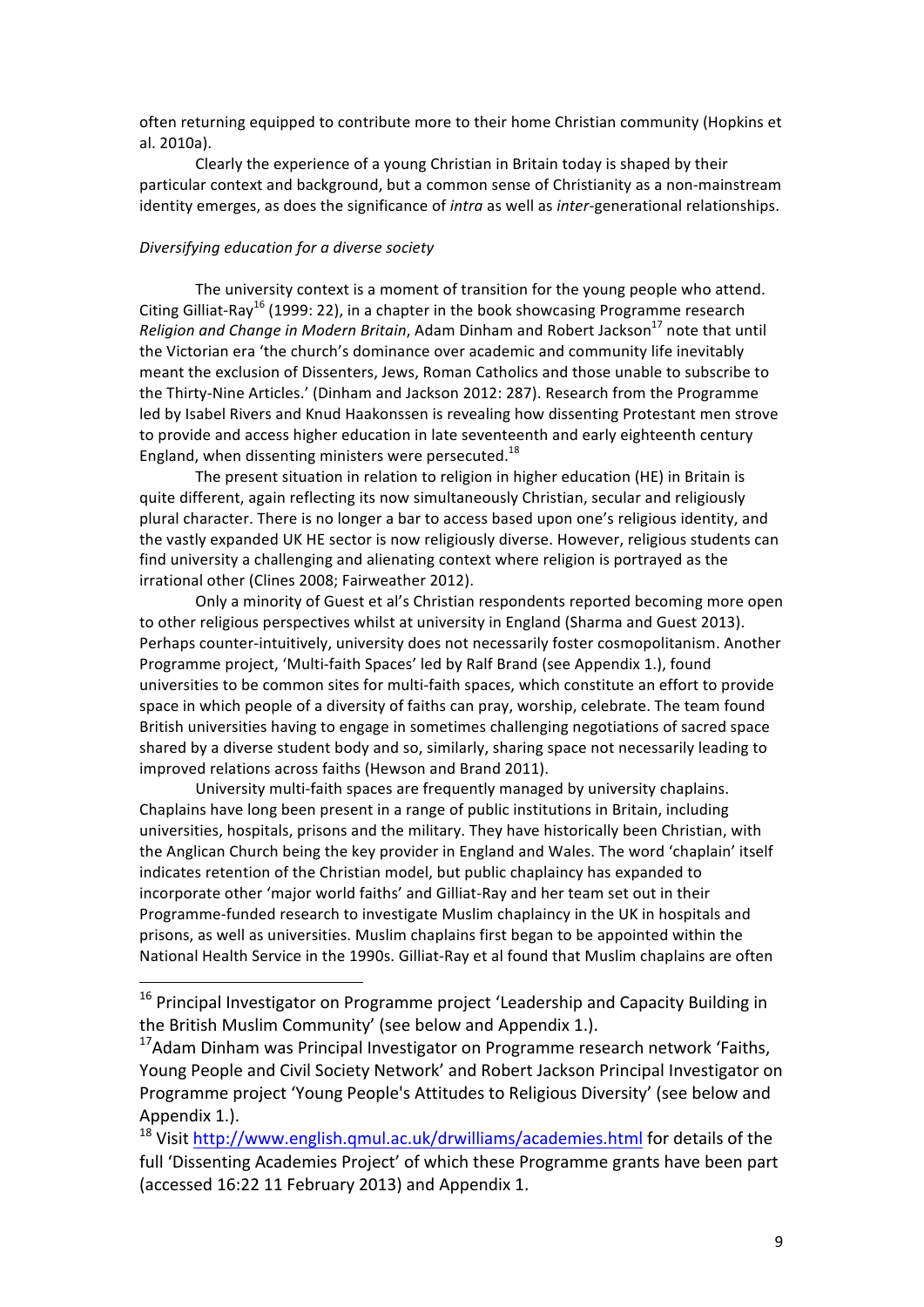often returning equipped to contribute more to their home Christian community (Hopkins et al. 2010a).

Clearly the experience of a young Christian in Britain today is shaped by their particular context and background, but a common sense of Christianity as a non-mainstream identity emerges, as does the significance of *intra* as well as *inter*-generational relationships.

*Diversifying education for a diverse society*

The university context is a moment of transition for the young people who attend. Citing Gilliat-Ray[16] (1999: 22), in a chapter in the book showcasing Programme research *Religion and Change in Modern Britain*, Adam Dinham and Robert Jackson[17] note that until the Victorian era 'the church's dominance over academic and community life inevitably meant the exclusion of Dissenters, Jews, Roman Catholics and those unable to subscribe to the Thirty-Nine Articles.' (Dinham and Jackson 2012: 287). Research from the Programme led by Isabel Rivers and Knud Haakonssen is revealing how dissenting Protestant men strove to provide and access higher education in late seventeenth and early eighteenth century England, when dissenting ministers were persecuted.[18]

The present situation in relation to religion in higher education (HE) in Britain is quite different, again reflecting its now simultaneously Christian, secular and religiously plural character. There is no longer a bar to access based upon one's religious identity, and the vastly expanded UK HE sector is now religiously diverse. However, religious students can find university a challenging and alienating context where religion is portrayed as the irrational other (Clines 2008; Fairweather 2012).

Only a minority of Guest et al's Christian respondents reported becoming more open to other religious perspectives whilst at university in England (Sharma and Guest 2013). Perhaps counter-intuitively, university does not necessarily foster cosmopolitanism. Another Programme project, 'Multi-faith Spaces' led by Ralf Brand (see Appendix 1.), found universities to be common sites for multi-faith spaces, which constitute an effort to provide space in which people of a diversity of faiths can pray, worship, celebrate. The team found British universities having to engage in sometimes challenging negotiations of sacred space shared by a diverse student body and so, similarly, sharing space not necessarily leading to improved relations across faiths (Hewson and Brand 2011).

University multi-faith spaces are frequently managed by university chaplains. Chaplains have long been present in a range of public institutions in Britain, including universities, hospitals, prisons and the military. They have historically been Christian, with the Anglican Church being the key provider in England and Wales. The word 'chaplain' itself indicates retention of the Christian model, but public chaplaincy has expanded to incorporate other 'major world faiths' and Gilliat-Ray and her team set out in their Programme-funded research to investigate Muslim chaplaincy in the UK in hospitals and prisons, as well as universities. Muslim chaplains first began to be appointed within the National Health Service in the 1990s. Gilliat-Ray et al found that Muslim chaplains are often

---

[16] Principal Investigator on Programme project 'Leadership and Capacity Building in the British Muslim Community' (see below and Appendix 1.).

[17] Adam Dinham was Principal Investigator on Programme research network 'Faiths, Young People and Civil Society Network' and Robert Jackson Principal Investigator on Programme project 'Young People's Attitudes to Religious Diversity' (see below and Appendix 1.).

[18] Visit http://www.english.qmul.ac.uk/drwilliams/academies.html for details of the full 'Dissenting Academies Project' of which these Programme grants have been part (accessed 16:22 11 February 2013) and Appendix 1.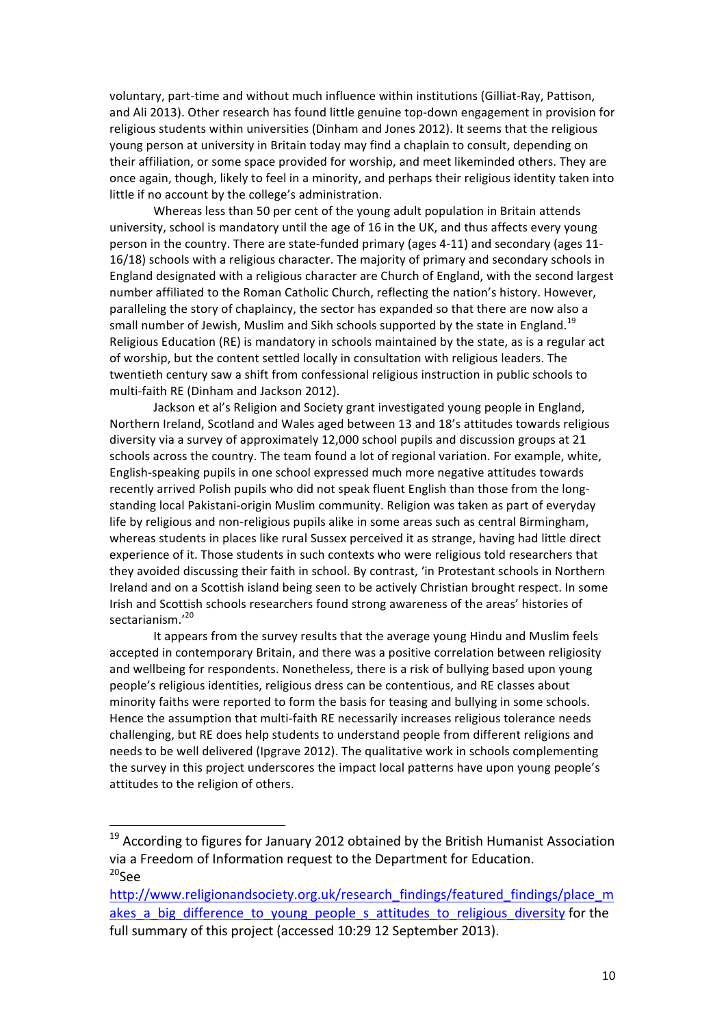voluntary, part-time and without much influence within institutions (Gilliat-Ray, Pattison, and Ali 2013). Other research has found little genuine top-down engagement in provision for religious students within universities (Dinham and Jones 2012). It seems that the religious young person at university in Britain today may find a chaplain to consult, depending on their affiliation, or some space provided for worship, and meet likeminded others. They are once again, though, likely to feel in a minority, and perhaps their religious identity taken into little if no account by the college's administration.

Whereas less than 50 per cent of the young adult population in Britain attends university, school is mandatory until the age of 16 in the UK, and thus affects every young person in the country. There are state-funded primary (ages 4-11) and secondary (ages 11-16/18) schools with a religious character. The majority of primary and secondary schools in England designated with a religious character are Church of England, with the second largest number affiliated to the Roman Catholic Church, reflecting the nation's history. However, paralleling the story of chaplaincy, the sector has expanded so that there are now also a small number of Jewish, Muslim and Sikh schools supported by the state in England.[19] Religious Education (RE) is mandatory in schools maintained by the state, as is a regular act of worship, but the content settled locally in consultation with religious leaders. The twentieth century saw a shift from confessional religious instruction in public schools to multi-faith RE (Dinham and Jackson 2012).

Jackson et al's Religion and Society grant investigated young people in England, Northern Ireland, Scotland and Wales aged between 13 and 18's attitudes towards religious diversity via a survey of approximately 12,000 school pupils and discussion groups at 21 schools across the country. The team found a lot of regional variation. For example, white, English-speaking pupils in one school expressed much more negative attitudes towards recently arrived Polish pupils who did not speak fluent English than those from the long-standing local Pakistani-origin Muslim community. Religion was taken as part of everyday life by religious and non-religious pupils alike in some areas such as central Birmingham, whereas students in places like rural Sussex perceived it as strange, having had little direct experience of it. Those students in such contexts who were religious told researchers that they avoided discussing their faith in school. By contrast, 'in Protestant schools in Northern Ireland and on a Scottish island being seen to be actively Christian brought respect. In some Irish and Scottish schools researchers found strong awareness of the areas' histories of sectarianism.'[20]

It appears from the survey results that the average young Hindu and Muslim feels accepted in contemporary Britain, and there was a positive correlation between religiosity and wellbeing for respondents. Nonetheless, there is a risk of bullying based upon young people's religious identities, religious dress can be contentious, and RE classes about minority faiths were reported to form the basis for teasing and bullying in some schools. Hence the assumption that multi-faith RE necessarily increases religious tolerance needs challenging, but RE does help students to understand people from different religions and needs to be well delivered (Ipgrave 2012). The qualitative work in schools complementing the survey in this project underscores the impact local patterns have upon young people's attitudes to the religion of others.

---

[19] According to figures for January 2012 obtained by the British Humanist Association via a Freedom of Information request to the Department for Education.

[20] See http://www.religionandsociety.org.uk/research_findings/featured_findings/place_makes_a_big_difference_to_young_people_s_attitudes_to_religious_diversity for the full summary of this project (accessed 10:29 12 September 2013).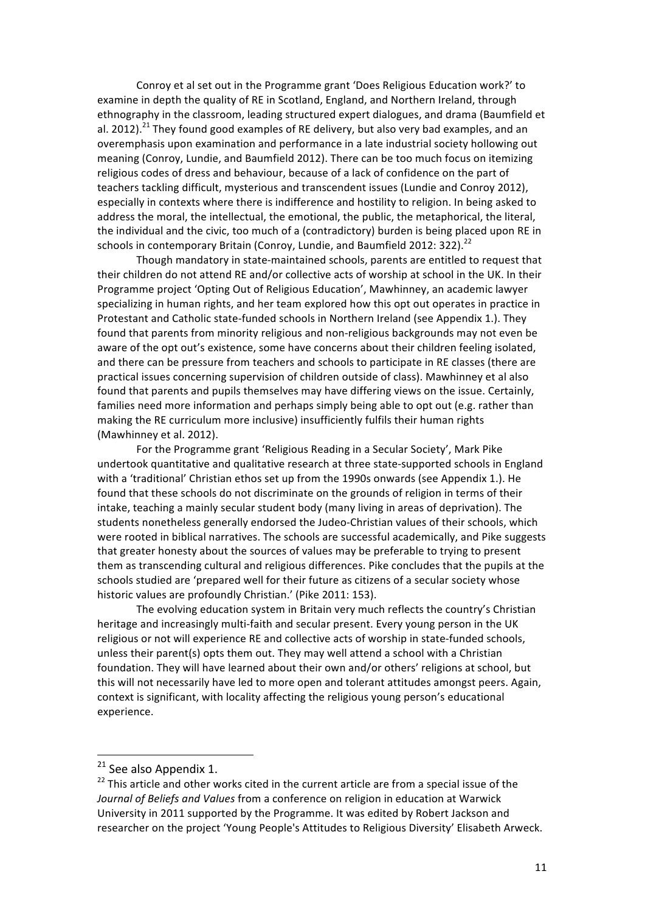Conroy et al set out in the Programme grant 'Does Religious Education work?' to examine in depth the quality of RE in Scotland, England, and Northern Ireland, through ethnography in the classroom, leading structured expert dialogues, and drama (Baumfield et al. 2012).[21] They found good examples of RE delivery, but also very bad examples, and an overemphasis upon examination and performance in a late industrial society hollowing out meaning (Conroy, Lundie, and Baumfield 2012). There can be too much focus on itemizing religious codes of dress and behaviour, because of a lack of confidence on the part of teachers tackling difficult, mysterious and transcendent issues (Lundie and Conroy 2012), especially in contexts where there is indifference and hostility to religion. In being asked to address the moral, the intellectual, the emotional, the public, the metaphorical, the literal, the individual and the civic, too much of a (contradictory) burden is being placed upon RE in schools in contemporary Britain (Conroy, Lundie, and Baumfield 2012: 322).[22]

Though mandatory in state-maintained schools, parents are entitled to request that their children do not attend RE and/or collective acts of worship at school in the UK. In their Programme project 'Opting Out of Religious Education', Mawhinney, an academic lawyer specializing in human rights, and her team explored how this opt out operates in practice in Protestant and Catholic state-funded schools in Northern Ireland (see Appendix 1.). They found that parents from minority religious and non-religious backgrounds may not even be aware of the opt out's existence, some have concerns about their children feeling isolated, and there can be pressure from teachers and schools to participate in RE classes (there are practical issues concerning supervision of children outside of class). Mawhinney et al also found that parents and pupils themselves may have differing views on the issue. Certainly, families need more information and perhaps simply being able to opt out (e.g. rather than making the RE curriculum more inclusive) insufficiently fulfils their human rights (Mawhinney et al. 2012).

For the Programme grant 'Religious Reading in a Secular Society', Mark Pike undertook quantitative and qualitative research at three state-supported schools in England with a 'traditional' Christian ethos set up from the 1990s onwards (see Appendix 1.). He found that these schools do not discriminate on the grounds of religion in terms of their intake, teaching a mainly secular student body (many living in areas of deprivation). The students nonetheless generally endorsed the Judeo-Christian values of their schools, which were rooted in biblical narratives. The schools are successful academically, and Pike suggests that greater honesty about the sources of values may be preferable to trying to present them as transcending cultural and religious differences. Pike concludes that the pupils at the schools studied are 'prepared well for their future as citizens of a secular society whose historic values are profoundly Christian.' (Pike 2011: 153).

The evolving education system in Britain very much reflects the country's Christian heritage and increasingly multi-faith and secular present. Every young person in the UK religious or not will experience RE and collective acts of worship in state-funded schools, unless their parent(s) opts them out. They may well attend a school with a Christian foundation. They will have learned about their own and/or others' religions at school, but this will not necessarily have led to more open and tolerant attitudes amongst peers. Again, context is significant, with locality affecting the religious young person's educational experience.

---

[21] See also Appendix 1.

[22] This article and other works cited in the current article are from a special issue of the *Journal of Beliefs and Values* from a conference on religion in education at Warwick University in 2011 supported by the Programme. It was edited by Robert Jackson and researcher on the project 'Young People's Attitudes to Religious Diversity' Elisabeth Arweck.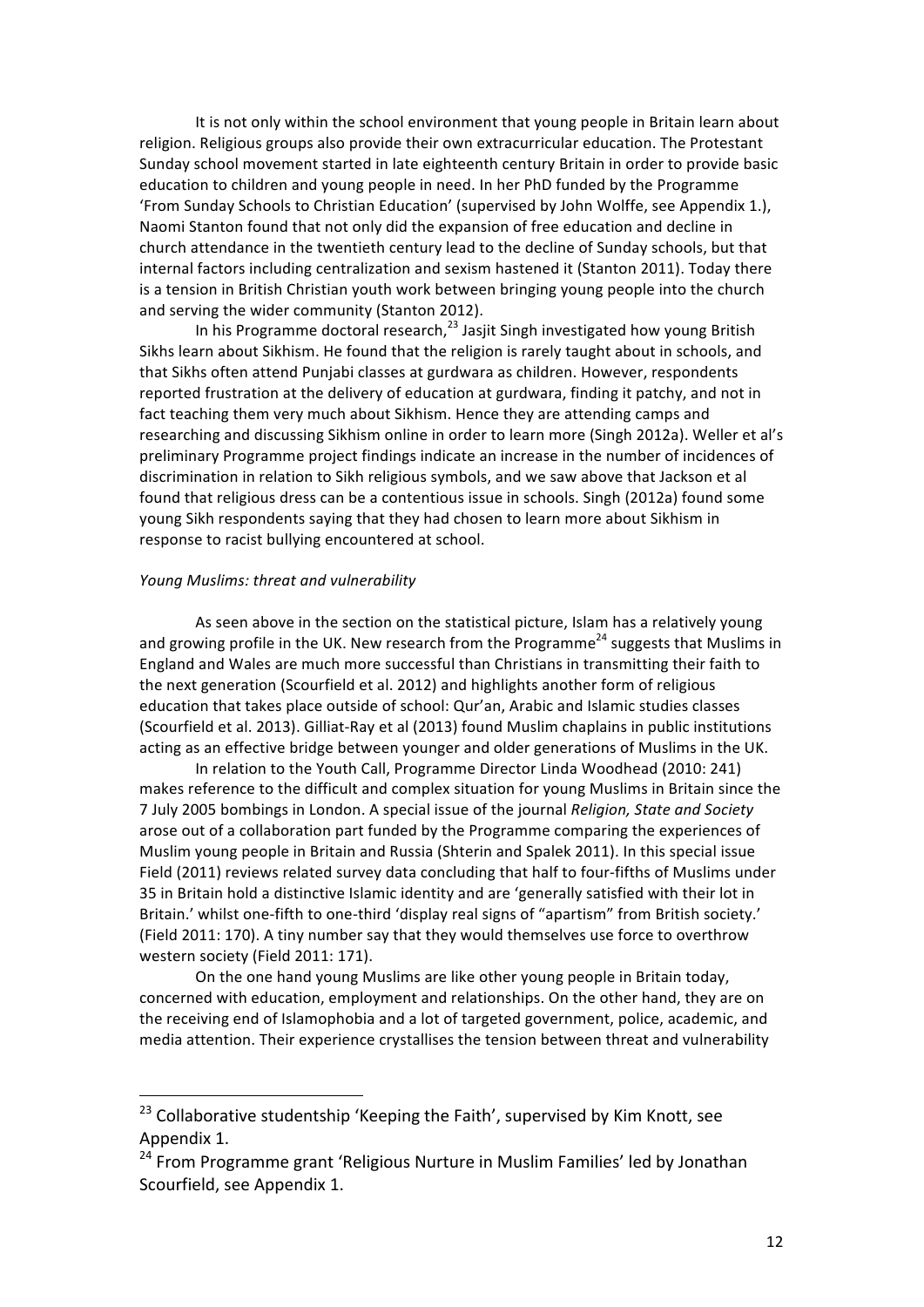It is not only within the school environment that young people in Britain learn about religion. Religious groups also provide their own extracurricular education. The Protestant Sunday school movement started in late eighteenth century Britain in order to provide basic education to children and young people in need. In her PhD funded by the Programme 'From Sunday Schools to Christian Education' (supervised by John Wolffe, see Appendix 1.), Naomi Stanton found that not only did the expansion of free education and decline in church attendance in the twentieth century lead to the decline of Sunday schools, but that internal factors including centralization and sexism hastened it (Stanton 2011). Today there is a tension in British Christian youth work between bringing young people into the church and serving the wider community (Stanton 2012).

In his Programme doctoral research,[23] Jasjit Singh investigated how young British Sikhs learn about Sikhism. He found that the religion is rarely taught about in schools, and that Sikhs often attend Punjabi classes at gurdwara as children. However, respondents reported frustration at the delivery of education at gurdwara, finding it patchy, and not in fact teaching them very much about Sikhism. Hence they are attending camps and researching and discussing Sikhism online in order to learn more (Singh 2012a). Weller et al's preliminary Programme project findings indicate an increase in the number of incidences of discrimination in relation to Sikh religious symbols, and we saw above that Jackson et al found that religious dress can be a contentious issue in schools. Singh (2012a) found some young Sikh respondents saying that they had chosen to learn more about Sikhism in response to racist bullying encountered at school.

*Young Muslims: threat and vulnerability*

As seen above in the section on the statistical picture, Islam has a relatively young and growing profile in the UK. New research from the Programme[24] suggests that Muslims in England and Wales are much more successful than Christians in transmitting their faith to the next generation (Scourfield et al. 2012) and highlights another form of religious education that takes place outside of school: Qur'an, Arabic and Islamic studies classes (Scourfield et al. 2013). Gilliat-Ray et al (2013) found Muslim chaplains in public institutions acting as an effective bridge between younger and older generations of Muslims in the UK.

In relation to the Youth Call, Programme Director Linda Woodhead (2010: 241) makes reference to the difficult and complex situation for young Muslims in Britain since the 7 July 2005 bombings in London. A special issue of the journal *Religion, State and Society* arose out of a collaboration part funded by the Programme comparing the experiences of Muslim young people in Britain and Russia (Shterin and Spalek 2011). In this special issue Field (2011) reviews related survey data concluding that half to four-fifths of Muslims under 35 in Britain hold a distinctive Islamic identity and are 'generally satisfied with their lot in Britain.' whilst one-fifth to one-third 'display real signs of "apartism" from British society.' (Field 2011: 170). A tiny number say that they would themselves use force to overthrow western society (Field 2011: 171).

On the one hand young Muslims are like other young people in Britain today, concerned with education, employment and relationships. On the other hand, they are on the receiving end of Islamophobia and a lot of targeted government, police, academic, and media attention. Their experience crystallises the tension between threat and vulnerability

---

[23] Collaborative studentship 'Keeping the Faith', supervised by Kim Knott, see Appendix 1.

[24] From Programme grant 'Religious Nurture in Muslim Families' led by Jonathan Scourfield, see Appendix 1.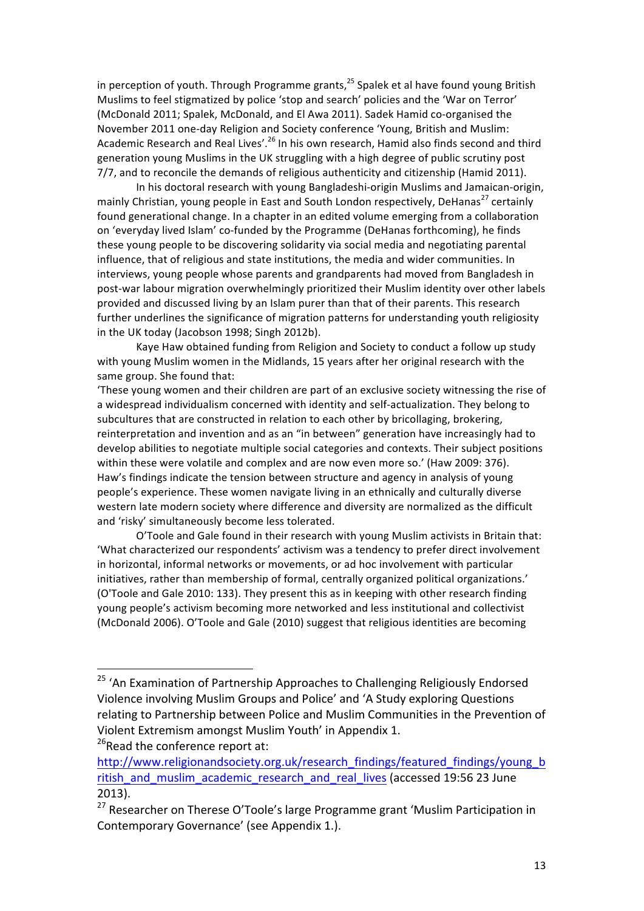in perception of youth. Through Programme grants,[25] Spalek et al have found young British Muslims to feel stigmatized by police 'stop and search' policies and the 'War on Terror' (McDonald 2011; Spalek, McDonald, and El Awa 2011). Sadek Hamid co-organised the November 2011 one-day Religion and Society conference 'Young, British and Muslim: Academic Research and Real Lives'.[26] In his own research, Hamid also finds second and third generation young Muslims in the UK struggling with a high degree of public scrutiny post 7/7, and to reconcile the demands of religious authenticity and citizenship (Hamid 2011).

In his doctoral research with young Bangladeshi-origin Muslims and Jamaican-origin, mainly Christian, young people in East and South London respectively, DeHanas[27] certainly found generational change. In a chapter in an edited volume emerging from a collaboration on 'everyday lived Islam' co-funded by the Programme (DeHanas forthcoming), he finds these young people to be discovering solidarity via social media and negotiating parental influence, that of religious and state institutions, the media and wider communities. In interviews, young people whose parents and grandparents had moved from Bangladesh in post-war labour migration overwhelmingly prioritized their Muslim identity over other labels provided and discussed living by an Islam purer than that of their parents. This research further underlines the significance of migration patterns for understanding youth religiosity in the UK today (Jacobson 1998; Singh 2012b).

Kaye Haw obtained funding from Religion and Society to conduct a follow up study with young Muslim women in the Midlands, 15 years after her original research with the same group. She found that:

'These young women and their children are part of an exclusive society witnessing the rise of a widespread individualism concerned with identity and self-actualization. They belong to subcultures that are constructed in relation to each other by bricollaging, brokering, reinterpretation and invention and as an "in between" generation have increasingly had to develop abilities to negotiate multiple social categories and contexts. Their subject positions within these were volatile and complex and are now even more so.' (Haw 2009: 376).

Haw's findings indicate the tension between structure and agency in analysis of young people's experience. These women navigate living in an ethnically and culturally diverse western late modern society where difference and diversity are normalized as the difficult and 'risky' simultaneously become less tolerated.

O'Toole and Gale found in their research with young Muslim activists in Britain that:

'What characterized our respondents' activism was a tendency to prefer direct involvement in horizontal, informal networks or movements, or ad hoc involvement with particular initiatives, rather than membership of formal, centrally organized political organizations.' (O'Toole and Gale 2010: 133). They present this as in keeping with other research finding young people's activism becoming more networked and less institutional and collectivist (McDonald 2006). O'Toole and Gale (2010) suggest that religious identities are becoming

---

[25] 'An Examination of Partnership Approaches to Challenging Religiously Endorsed Violence involving Muslim Groups and Police' and 'A Study exploring Questions relating to Partnership between Police and Muslim Communities in the Prevention of Violent Extremism amongst Muslim Youth' in Appendix 1.

[26] Read the conference report at: http://www.religionandsociety.org.uk/research_findings/featured_findings/young_british_and_muslim_academic_research_and_real_lives (accessed 19:56 23 June 2013).

[27] Researcher on Therese O'Toole's large Programme grant 'Muslim Participation in Contemporary Governance' (see Appendix 1.).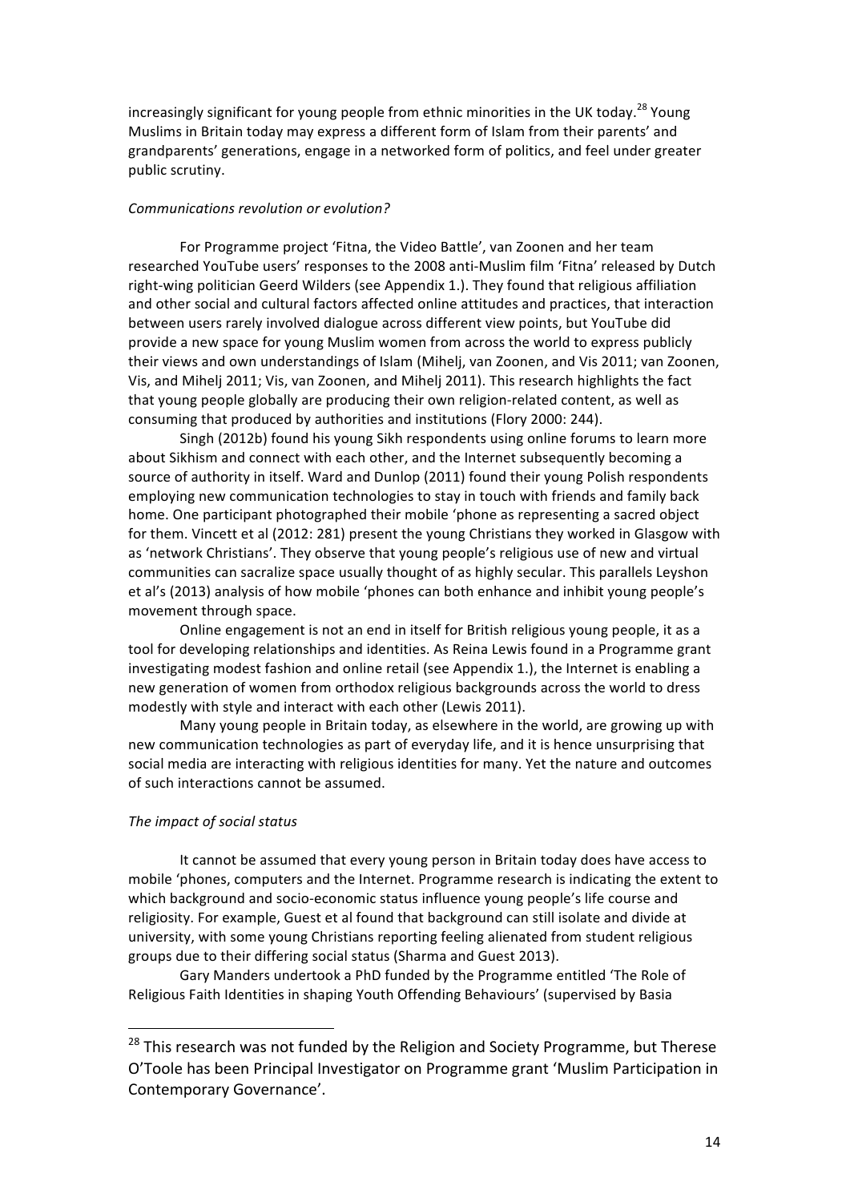increasingly significant for young people from ethnic minorities in the UK today.[28] Young Muslims in Britain today may express a different form of Islam from their parents' and grandparents' generations, engage in a networked form of politics, and feel under greater public scrutiny.

*Communications revolution or evolution?*

For Programme project 'Fitna, the Video Battle', van Zoonen and her team researched YouTube users' responses to the 2008 anti-Muslim film 'Fitna' released by Dutch right-wing politician Geerd Wilders (see Appendix 1.). They found that religious affiliation and other social and cultural factors affected online attitudes and practices, that interaction between users rarely involved dialogue across different view points, but YouTube did provide a new space for young Muslim women from across the world to express publicly their views and own understandings of Islam (Mihelj, van Zoonen, and Vis 2011; van Zoonen, Vis, and Mihelj 2011; Vis, van Zoonen, and Mihelj 2011). This research highlights the fact that young people globally are producing their own religion-related content, as well as consuming that produced by authorities and institutions (Flory 2000: 244).

Singh (2012b) found his young Sikh respondents using online forums to learn more about Sikhism and connect with each other, and the Internet subsequently becoming a source of authority in itself. Ward and Dunlop (2011) found their young Polish respondents employing new communication technologies to stay in touch with friends and family back home. One participant photographed their mobile 'phone as representing a sacred object for them. Vincett et al (2012: 281) present the young Christians they worked in Glasgow with as 'network Christians'. They observe that young people's religious use of new and virtual communities can sacralize space usually thought of as highly secular. This parallels Leyshon et al's (2013) analysis of how mobile 'phones can both enhance and inhibit young people's movement through space.

Online engagement is not an end in itself for British religious young people, it as a tool for developing relationships and identities. As Reina Lewis found in a Programme grant investigating modest fashion and online retail (see Appendix 1.), the Internet is enabling a new generation of women from orthodox religious backgrounds across the world to dress modestly with style and interact with each other (Lewis 2011).

Many young people in Britain today, as elsewhere in the world, are growing up with new communication technologies as part of everyday life, and it is hence unsurprising that social media are interacting with religious identities for many. Yet the nature and outcomes of such interactions cannot be assumed.

*The impact of social status*

It cannot be assumed that every young person in Britain today does have access to mobile 'phones, computers and the Internet. Programme research is indicating the extent to which background and socio-economic status influence young people's life course and religiosity. For example, Guest et al found that background can still isolate and divide at university, with some young Christians reporting feeling alienated from student religious groups due to their differing social status (Sharma and Guest 2013).

Gary Manders undertook a PhD funded by the Programme entitled 'The Role of Religious Faith Identities in shaping Youth Offending Behaviours' (supervised by Basia

[28] This research was not funded by the Religion and Society Programme, but Therese O'Toole has been Principal Investigator on Programme grant 'Muslim Participation in Contemporary Governance'.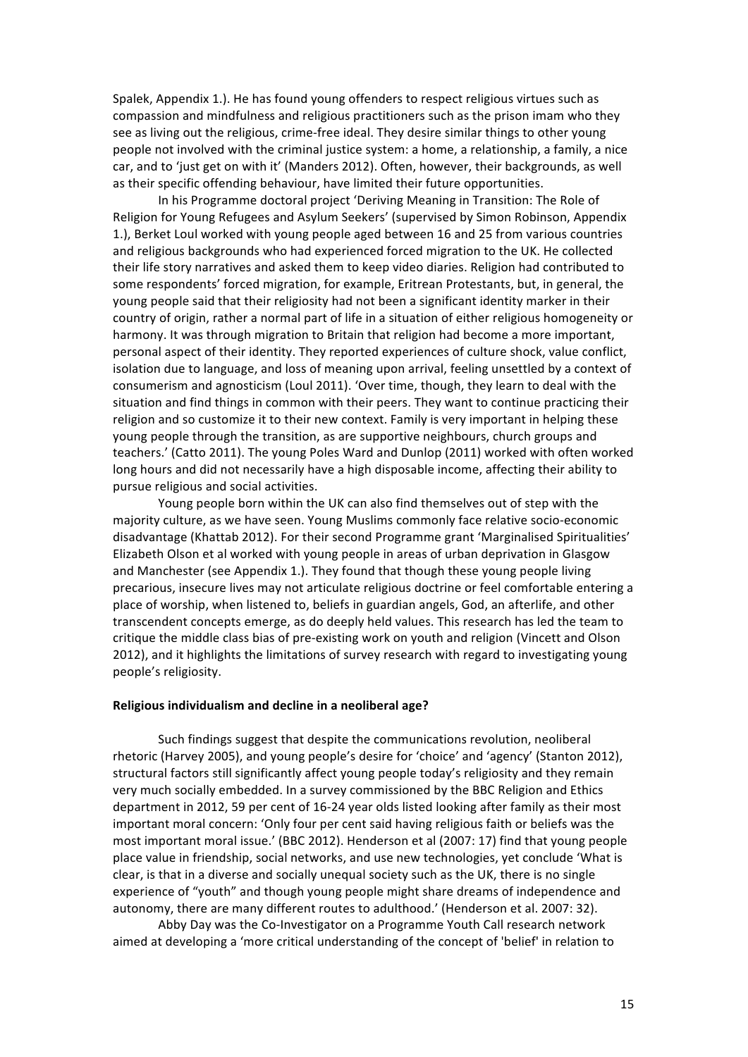Spalek, Appendix 1.). He has found young offenders to respect religious virtues such as compassion and mindfulness and religious practitioners such as the prison imam who they see as living out the religious, crime-free ideal. They desire similar things to other young people not involved with the criminal justice system: a home, a relationship, a family, a nice car, and to 'just get on with it' (Manders 2012). Often, however, their backgrounds, as well as their specific offending behaviour, have limited their future opportunities.

In his Programme doctoral project 'Deriving Meaning in Transition: The Role of Religion for Young Refugees and Asylum Seekers' (supervised by Simon Robinson, Appendix 1.), Berket Loul worked with young people aged between 16 and 25 from various countries and religious backgrounds who had experienced forced migration to the UK. He collected their life story narratives and asked them to keep video diaries. Religion had contributed to some respondents' forced migration, for example, Eritrean Protestants, but, in general, the young people said that their religiosity had not been a significant identity marker in their country of origin, rather a normal part of life in a situation of either religious homogeneity or harmony. It was through migration to Britain that religion had become a more important, personal aspect of their identity. They reported experiences of culture shock, value conflict, isolation due to language, and loss of meaning upon arrival, feeling unsettled by a context of consumerism and agnosticism (Loul 2011). 'Over time, though, they learn to deal with the situation and find things in common with their peers. They want to continue practicing their religion and so customize it to their new context. Family is very important in helping these young people through the transition, as are supportive neighbours, church groups and teachers.' (Catto 2011). The young Poles Ward and Dunlop (2011) worked with often worked long hours and did not necessarily have a high disposable income, affecting their ability to pursue religious and social activities.

Young people born within the UK can also find themselves out of step with the majority culture, as we have seen. Young Muslims commonly face relative socio-economic disadvantage (Khattab 2012). For their second Programme grant 'Marginalised Spiritualities' Elizabeth Olson et al worked with young people in areas of urban deprivation in Glasgow and Manchester (see Appendix 1.). They found that though these young people living precarious, insecure lives may not articulate religious doctrine or feel comfortable entering a place of worship, when listened to, beliefs in guardian angels, God, an afterlife, and other transcendent concepts emerge, as do deeply held values. This research has led the team to critique the middle class bias of pre-existing work on youth and religion (Vincett and Olson 2012), and it highlights the limitations of survey research with regard to investigating young people's religiosity.

**Religious individualism and decline in a neoliberal age?**

Such findings suggest that despite the communications revolution, neoliberal rhetoric (Harvey 2005), and young people's desire for 'choice' and 'agency' (Stanton 2012), structural factors still significantly affect young people today's religiosity and they remain very much socially embedded. In a survey commissioned by the BBC Religion and Ethics department in 2012, 59 per cent of 16-24 year olds listed looking after family as their most important moral concern: 'Only four per cent said having religious faith or beliefs was the most important moral issue.' (BBC 2012). Henderson et al (2007: 17) find that young people place value in friendship, social networks, and use new technologies, yet conclude 'What is clear, is that in a diverse and socially unequal society such as the UK, there is no single experience of "youth" and though young people might share dreams of independence and autonomy, there are many different routes to adulthood.' (Henderson et al. 2007: 32).

Abby Day was the Co-Investigator on a Programme Youth Call research network aimed at developing a 'more critical understanding of the concept of 'belief' in relation to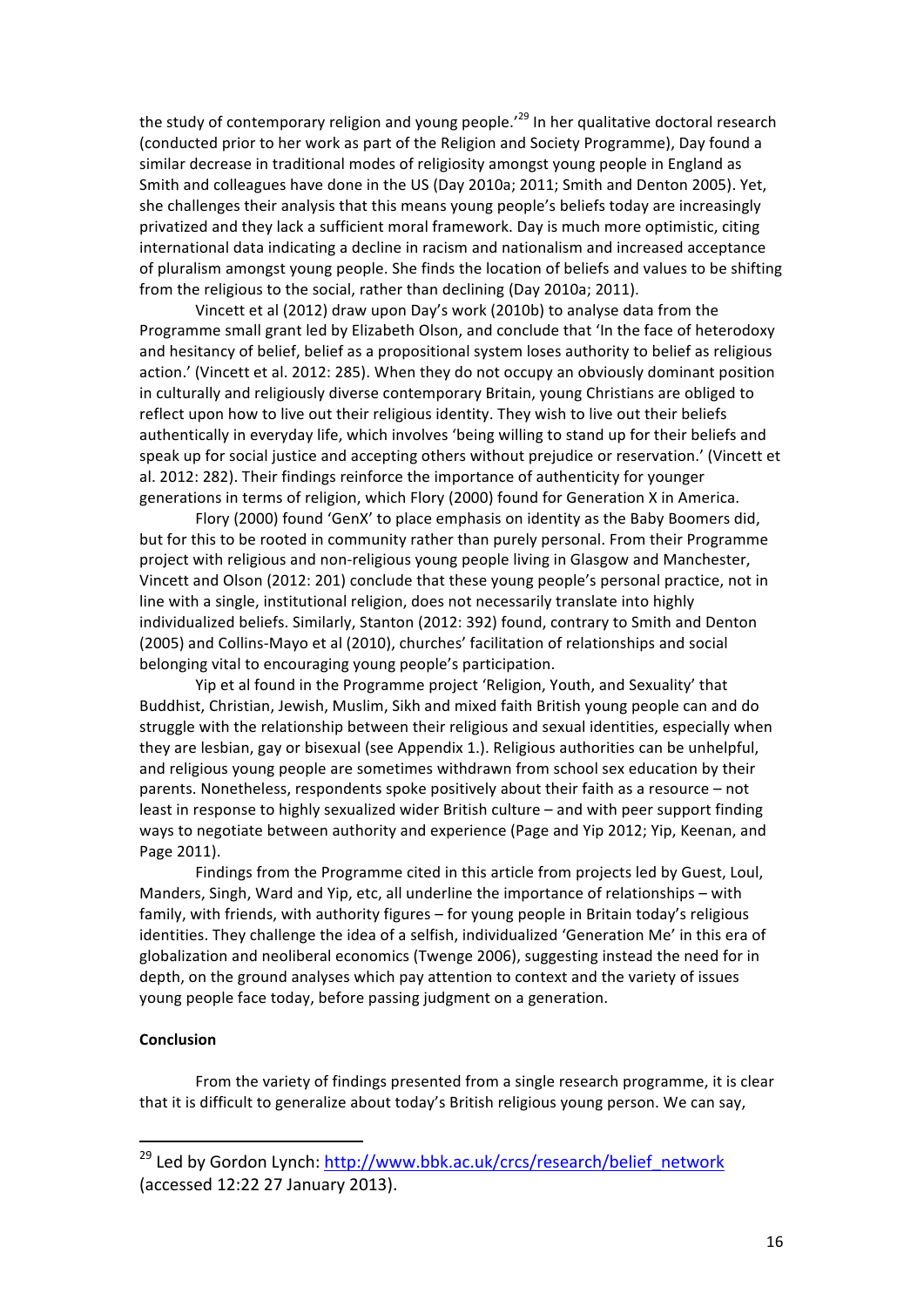the study of contemporary religion and young people.'[29] In her qualitative doctoral research (conducted prior to her work as part of the Religion and Society Programme), Day found a similar decrease in traditional modes of religiosity amongst young people in England as Smith and colleagues have done in the US (Day 2010a; 2011; Smith and Denton 2005). Yet, she challenges their analysis that this means young people's beliefs today are increasingly privatized and they lack a sufficient moral framework. Day is much more optimistic, citing international data indicating a decline in racism and nationalism and increased acceptance of pluralism amongst young people. She finds the location of beliefs and values to be shifting from the religious to the social, rather than declining (Day 2010a; 2011).

Vincett et al (2012) draw upon Day's work (2010b) to analyse data from the Programme small grant led by Elizabeth Olson, and conclude that 'In the face of heterodoxy and hesitancy of belief, belief as a propositional system loses authority to belief as religious action.' (Vincett et al. 2012: 285). When they do not occupy an obviously dominant position in culturally and religiously diverse contemporary Britain, young Christians are obliged to reflect upon how to live out their religious identity. They wish to live out their beliefs authentically in everyday life, which involves 'being willing to stand up for their beliefs and speak up for social justice and accepting others without prejudice or reservation.' (Vincett et al. 2012: 282). Their findings reinforce the importance of authenticity for younger generations in terms of religion, which Flory (2000) found for Generation X in America.

Flory (2000) found 'GenX' to place emphasis on identity as the Baby Boomers did, but for this to be rooted in community rather than purely personal. From their Programme project with religious and non-religious young people living in Glasgow and Manchester, Vincett and Olson (2012: 201) conclude that these young people's personal practice, not in line with a single, institutional religion, does not necessarily translate into highly individualized beliefs. Similarly, Stanton (2012: 392) found, contrary to Smith and Denton (2005) and Collins-Mayo et al (2010), churches' facilitation of relationships and social belonging vital to encouraging young people's participation.

Yip et al found in the Programme project 'Religion, Youth, and Sexuality' that Buddhist, Christian, Jewish, Muslim, Sikh and mixed faith British young people can and do struggle with the relationship between their religious and sexual identities, especially when they are lesbian, gay or bisexual (see Appendix 1.). Religious authorities can be unhelpful, and religious young people are sometimes withdrawn from school sex education by their parents. Nonetheless, respondents spoke positively about their faith as a resource – not least in response to highly sexualized wider British culture – and with peer support finding ways to negotiate between authority and experience (Page and Yip 2012; Yip, Keenan, and Page 2011).

Findings from the Programme cited in this article from projects led by Guest, Loul, Manders, Singh, Ward and Yip, etc, all underline the importance of relationships – with family, with friends, with authority figures – for young people in Britain today's religious identities. They challenge the idea of a selfish, individualized 'Generation Me' in this era of globalization and neoliberal economics (Twenge 2006), suggesting instead the need for in depth, on the ground analyses which pay attention to context and the variety of issues young people face today, before passing judgment on a generation.

**Conclusion**

From the variety of findings presented from a single research programme, it is clear that it is difficult to generalize about today's British religious young person. We can say,

---

[29] Led by Gordon Lynch: http://www.bbk.ac.uk/crcs/research/belief_network (accessed 12:22 27 January 2013).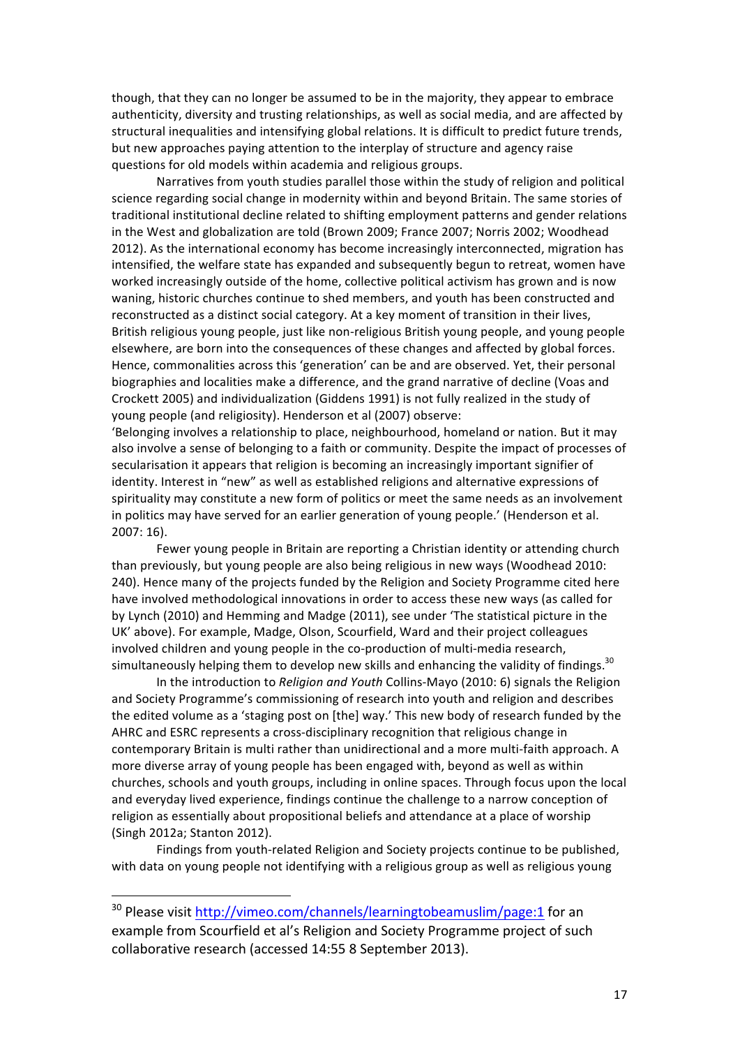though, that they can no longer be assumed to be in the majority, they appear to embrace authenticity, diversity and trusting relationships, as well as social media, and are affected by structural inequalities and intensifying global relations. It is difficult to predict future trends, but new approaches paying attention to the interplay of structure and agency raise questions for old models within academia and religious groups.

Narratives from youth studies parallel those within the study of religion and political science regarding social change in modernity within and beyond Britain. The same stories of traditional institutional decline related to shifting employment patterns and gender relations in the West and globalization are told (Brown 2009; France 2007; Norris 2002; Woodhead 2012). As the international economy has become increasingly interconnected, migration has intensified, the welfare state has expanded and subsequently begun to retreat, women have worked increasingly outside of the home, collective political activism has grown and is now waning, historic churches continue to shed members, and youth has been constructed and reconstructed as a distinct social category. At a key moment of transition in their lives, British religious young people, just like non-religious British young people, and young people elsewhere, are born into the consequences of these changes and affected by global forces. Hence, commonalities across this 'generation' can be and are observed. Yet, their personal biographies and localities make a difference, and the grand narrative of decline (Voas and Crockett 2005) and individualization (Giddens 1991) is not fully realized in the study of young people (and religiosity). Henderson et al (2007) observe:

'Belonging involves a relationship to place, neighbourhood, homeland or nation. But it may also involve a sense of belonging to a faith or community. Despite the impact of processes of secularisation it appears that religion is becoming an increasingly important signifier of identity. Interest in "new" as well as established religions and alternative expressions of spirituality may constitute a new form of politics or meet the same needs as an involvement in politics may have served for an earlier generation of young people.' (Henderson et al. 2007: 16).

Fewer young people in Britain are reporting a Christian identity or attending church than previously, but young people are also being religious in new ways (Woodhead 2010: 240). Hence many of the projects funded by the Religion and Society Programme cited here have involved methodological innovations in order to access these new ways (as called for by Lynch (2010) and Hemming and Madge (2011), see under 'The statistical picture in the UK' above). For example, Madge, Olson, Scourfield, Ward and their project colleagues involved children and young people in the co-production of multi-media research, simultaneously helping them to develop new skills and enhancing the validity of findings.[30]

In the introduction to *Religion and Youth* Collins-Mayo (2010: 6) signals the Religion and Society Programme's commissioning of research into youth and religion and describes the edited volume as a 'staging post on [the] way.' This new body of research funded by the AHRC and ESRC represents a cross-disciplinary recognition that religious change in contemporary Britain is multi rather than unidirectional and a more multi-faith approach. A more diverse array of young people has been engaged with, beyond as well as within churches, schools and youth groups, including in online spaces. Through focus upon the local and everyday lived experience, findings continue the challenge to a narrow conception of religion as essentially about propositional beliefs and attendance at a place of worship (Singh 2012a; Stanton 2012).

Findings from youth-related Religion and Society projects continue to be published, with data on young people not identifying with a religious group as well as religious young

---

[30] Please visit http://vimeo.com/channels/learningtobeamuslim/page:1 for an example from Scourfield et al's Religion and Society Programme project of such collaborative research (accessed 14:55 8 September 2013).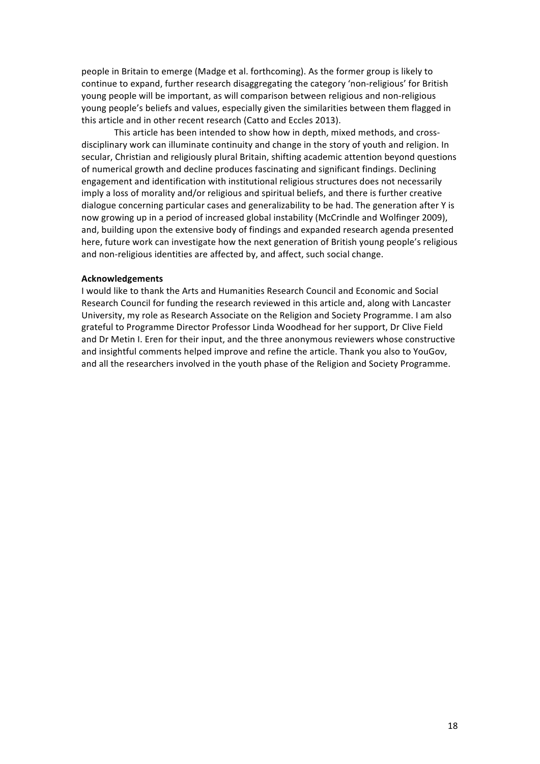people in Britain to emerge (Madge et al. forthcoming). As the former group is likely to continue to expand, further research disaggregating the category 'non-religious' for British young people will be important, as will comparison between religious and non-religious young people's beliefs and values, especially given the similarities between them flagged in this article and in other recent research (Catto and Eccles 2013).

This article has been intended to show how in depth, mixed methods, and cross-disciplinary work can illuminate continuity and change in the story of youth and religion. In secular, Christian and religiously plural Britain, shifting academic attention beyond questions of numerical growth and decline produces fascinating and significant findings. Declining engagement and identification with institutional religious structures does not necessarily imply a loss of morality and/or religious and spiritual beliefs, and there is further creative dialogue concerning particular cases and generalizability to be had. The generation after Y is now growing up in a period of increased global instability (McCrindle and Wolfinger 2009), and, building upon the extensive body of findings and expanded research agenda presented here, future work can investigate how the next generation of British young people's religious and non-religious identities are affected by, and affect, such social change.

**Acknowledgements**

I would like to thank the Arts and Humanities Research Council and Economic and Social Research Council for funding the research reviewed in this article and, along with Lancaster University, my role as Research Associate on the Religion and Society Programme. I am also grateful to Programme Director Professor Linda Woodhead for her support, Dr Clive Field and Dr Metin I. Eren for their input, and the three anonymous reviewers whose constructive and insightful comments helped improve and refine the article. Thank you also to YouGov, and all the researchers involved in the youth phase of the Religion and Society Programme.